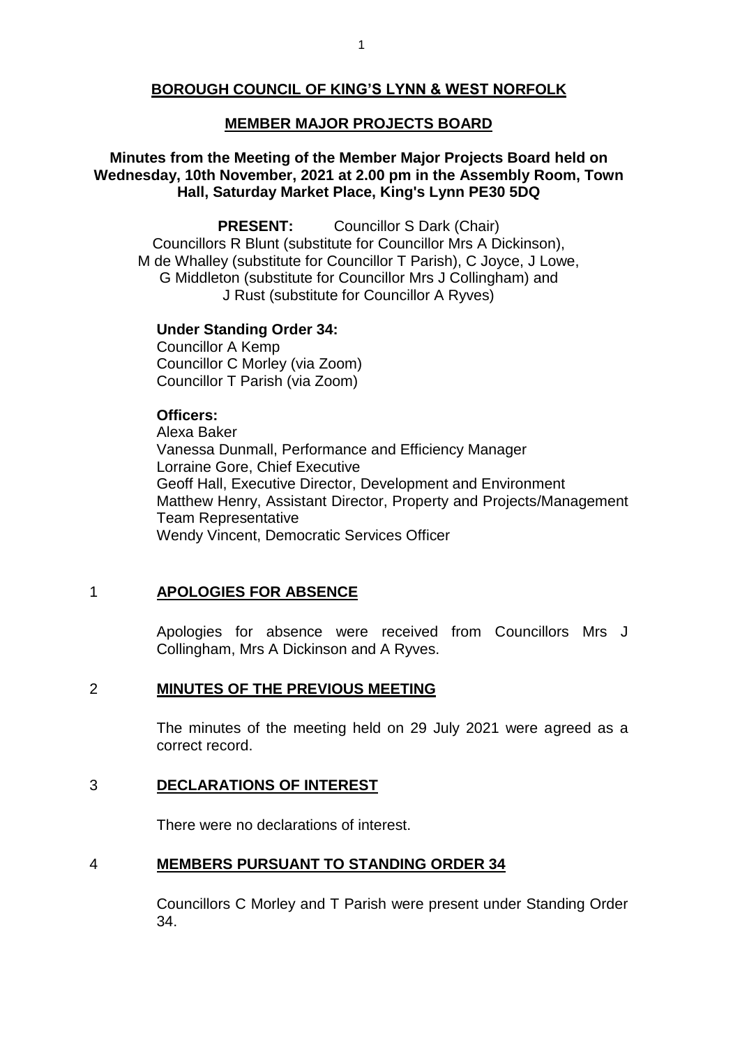# BOROUGH COUNCIL OF KING'S LYNN & WEST NORFOLK

## MEMBER MAJOR PROJECTS BOARD

### Minutes from the Meeting of the Member Major Projects Board held on Wednesday, 10th November, 2021 at 2.00 pm in the Assembly Room, Town Hall, Saturday Market Place, King's Lynn PE30 5DQ

**PRESENT:** Councillor S Dark (Chair)
Councillors R Blunt (substitute for Councillor Mrs A Dickinson), M de Whalley (substitute for Councillor T Parish), C Joyce, J Lowe, G Middleton (substitute for Councillor Mrs J Collingham) and J Rust (substitute for Councillor A Ryves)

**Under Standing Order 34:**
Councillor A Kemp
Councillor C Morley (via Zoom)
Councillor T Parish (via Zoom)

**Officers:**
Alexa Baker
Vanessa Dunmall, Performance and Efficiency Manager
Lorraine Gore, Chief Executive
Geoff Hall, Executive Director, Development and Environment
Matthew Henry, Assistant Director, Property and Projects/Management Team Representative
Wendy Vincent, Democratic Services Officer

## 1 APOLOGIES FOR ABSENCE

Apologies for absence were received from Councillors Mrs J Collingham, Mrs A Dickinson and A Ryves.

## 2 MINUTES OF THE PREVIOUS MEETING

The minutes of the meeting held on 29 July 2021 were agreed as a correct record.

## 3 DECLARATIONS OF INTEREST

There were no declarations of interest.

## 4 MEMBERS PURSUANT TO STANDING ORDER 34

Councillors C Morley and T Parish were present under Standing Order 34.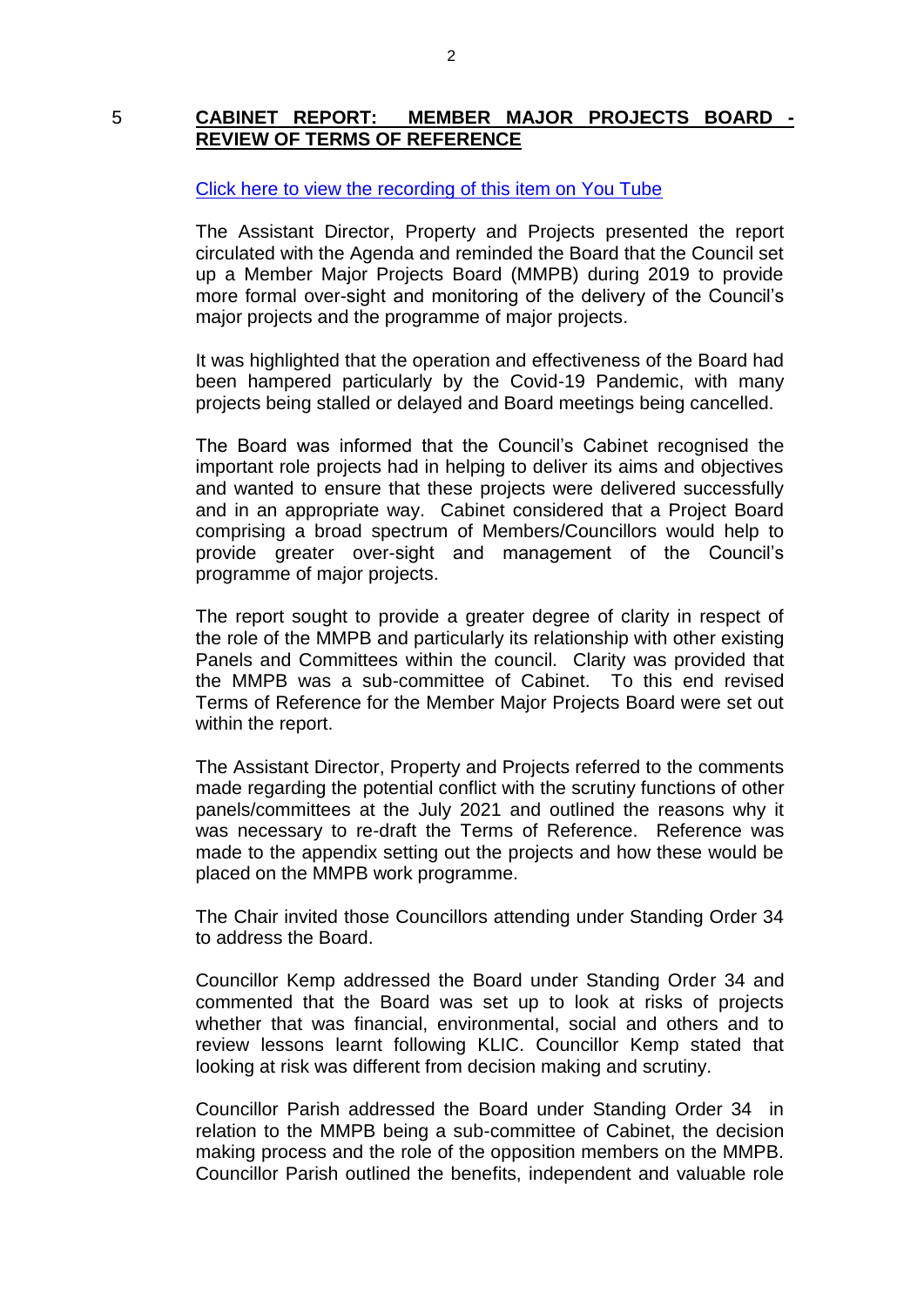## 5 CABINET REPORT: MEMBER MAJOR PROJECTS BOARD - REVIEW OF TERMS OF REFERENCE

[Click here to view the recording of this item on You Tube]

The Assistant Director, Property and Projects presented the report circulated with the Agenda and reminded the Board that the Council set up a Member Major Projects Board (MMPB) during 2019 to provide more formal over-sight and monitoring of the delivery of the Council's major projects and the programme of major projects.

It was highlighted that the operation and effectiveness of the Board had been hampered particularly by the Covid-19 Pandemic, with many projects being stalled or delayed and Board meetings being cancelled.

The Board was informed that the Council's Cabinet recognised the important role projects had in helping to deliver its aims and objectives and wanted to ensure that these projects were delivered successfully and in an appropriate way. Cabinet considered that a Project Board comprising a broad spectrum of Members/Councillors would help to provide greater over-sight and management of the Council's programme of major projects.

The report sought to provide a greater degree of clarity in respect of the role of the MMPB and particularly its relationship with other existing Panels and Committees within the council. Clarity was provided that the MMPB was a sub-committee of Cabinet. To this end revised Terms of Reference for the Member Major Projects Board were set out within the report.

The Assistant Director, Property and Projects referred to the comments made regarding the potential conflict with the scrutiny functions of other panels/committees at the July 2021 and outlined the reasons why it was necessary to re-draft the Terms of Reference. Reference was made to the appendix setting out the projects and how these would be placed on the MMPB work programme.

The Chair invited those Councillors attending under Standing Order 34 to address the Board.

Councillor Kemp addressed the Board under Standing Order 34 and commented that the Board was set up to look at risks of projects whether that was financial, environmental, social and others and to review lessons learnt following KLIC. Councillor Kemp stated that looking at risk was different from decision making and scrutiny.

Councillor Parish addressed the Board under Standing Order 34 in relation to the MMPB being a sub-committee of Cabinet, the decision making process and the role of the opposition members on the MMPB. Councillor Parish outlined the benefits, independent and valuable role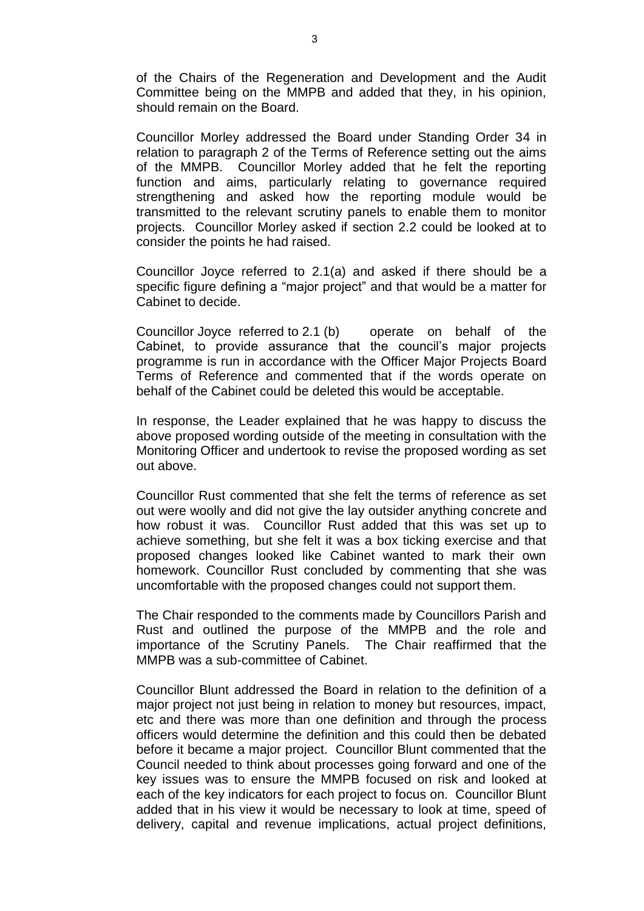of the Chairs of the Regeneration and Development and the Audit Committee being on the MMPB and added that they, in his opinion, should remain on the Board.

Councillor Morley addressed the Board under Standing Order 34 in relation to paragraph 2 of the Terms of Reference setting out the aims of the MMPB. Councillor Morley added that he felt the reporting function and aims, particularly relating to governance required strengthening and asked how the reporting module would be transmitted to the relevant scrutiny panels to enable them to monitor projects. Councillor Morley asked if section 2.2 could be looked at to consider the points he had raised.

Councillor Joyce referred to 2.1(a) and asked if there should be a specific figure defining a "major project" and that would be a matter for Cabinet to decide.

Councillor Joyce referred to 2.1 (b) operate on behalf of the Cabinet, to provide assurance that the council's major projects programme is run in accordance with the Officer Major Projects Board Terms of Reference and commented that if the words operate on behalf of the Cabinet could be deleted this would be acceptable.

In response, the Leader explained that he was happy to discuss the above proposed wording outside of the meeting in consultation with the Monitoring Officer and undertook to revise the proposed wording as set out above.

Councillor Rust commented that she felt the terms of reference as set out were woolly and did not give the lay outsider anything concrete and how robust it was. Councillor Rust added that this was set up to achieve something, but she felt it was a box ticking exercise and that proposed changes looked like Cabinet wanted to mark their own homework. Councillor Rust concluded by commenting that she was uncomfortable with the proposed changes could not support them.

The Chair responded to the comments made by Councillors Parish and Rust and outlined the purpose of the MMPB and the role and importance of the Scrutiny Panels. The Chair reaffirmed that the MMPB was a sub-committee of Cabinet.

Councillor Blunt addressed the Board in relation to the definition of a major project not just being in relation to money but resources, impact, etc and there was more than one definition and through the process officers would determine the definition and this could then be debated before it became a major project. Councillor Blunt commented that the Council needed to think about processes going forward and one of the key issues was to ensure the MMPB focused on risk and looked at each of the key indicators for each project to focus on. Councillor Blunt added that in his view it would be necessary to look at time, speed of delivery, capital and revenue implications, actual project definitions,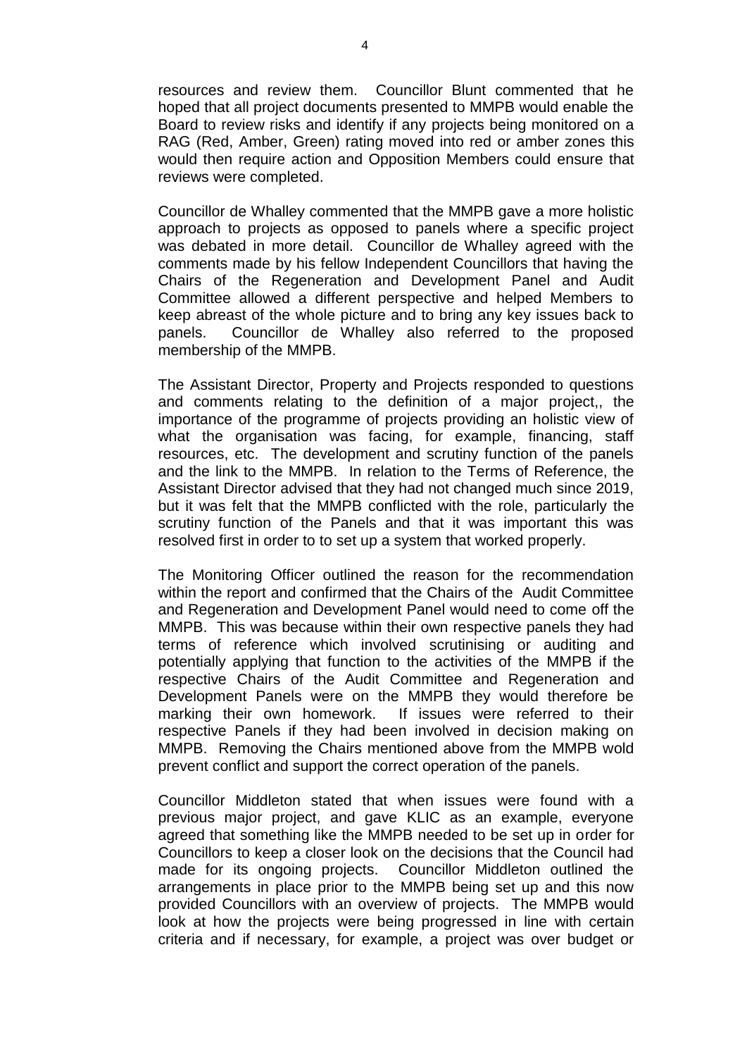resources and review them. Councillor Blunt commented that he hoped that all project documents presented to MMPB would enable the Board to review risks and identify if any projects being monitored on a RAG (Red, Amber, Green) rating moved into red or amber zones this would then require action and Opposition Members could ensure that reviews were completed.

Councillor de Whalley commented that the MMPB gave a more holistic approach to projects as opposed to panels where a specific project was debated in more detail. Councillor de Whalley agreed with the comments made by his fellow Independent Councillors that having the Chairs of the Regeneration and Development Panel and Audit Committee allowed a different perspective and helped Members to keep abreast of the whole picture and to bring any key issues back to panels. Councillor de Whalley also referred to the proposed membership of the MMPB.

The Assistant Director, Property and Projects responded to questions and comments relating to the definition of a major project,, the importance of the programme of projects providing an holistic view of what the organisation was facing, for example, financing, staff resources, etc. The development and scrutiny function of the panels and the link to the MMPB. In relation to the Terms of Reference, the Assistant Director advised that they had not changed much since 2019, but it was felt that the MMPB conflicted with the role, particularly the scrutiny function of the Panels and that it was important this was resolved first in order to to set up a system that worked properly.

The Monitoring Officer outlined the reason for the recommendation within the report and confirmed that the Chairs of the Audit Committee and Regeneration and Development Panel would need to come off the MMPB. This was because within their own respective panels they had terms of reference which involved scrutinising or auditing and potentially applying that function to the activities of the MMPB if the respective Chairs of the Audit Committee and Regeneration and Development Panels were on the MMPB they would therefore be marking their own homework. If issues were referred to their respective Panels if they had been involved in decision making on MMPB. Removing the Chairs mentioned above from the MMPB wold prevent conflict and support the correct operation of the panels.

Councillor Middleton stated that when issues were found with a previous major project, and gave KLIC as an example, everyone agreed that something like the MMPB needed to be set up in order for Councillors to keep a closer look on the decisions that the Council had made for its ongoing projects. Councillor Middleton outlined the arrangements in place prior to the MMPB being set up and this now provided Councillors with an overview of projects. The MMPB would look at how the projects were being progressed in line with certain criteria and if necessary, for example, a project was over budget or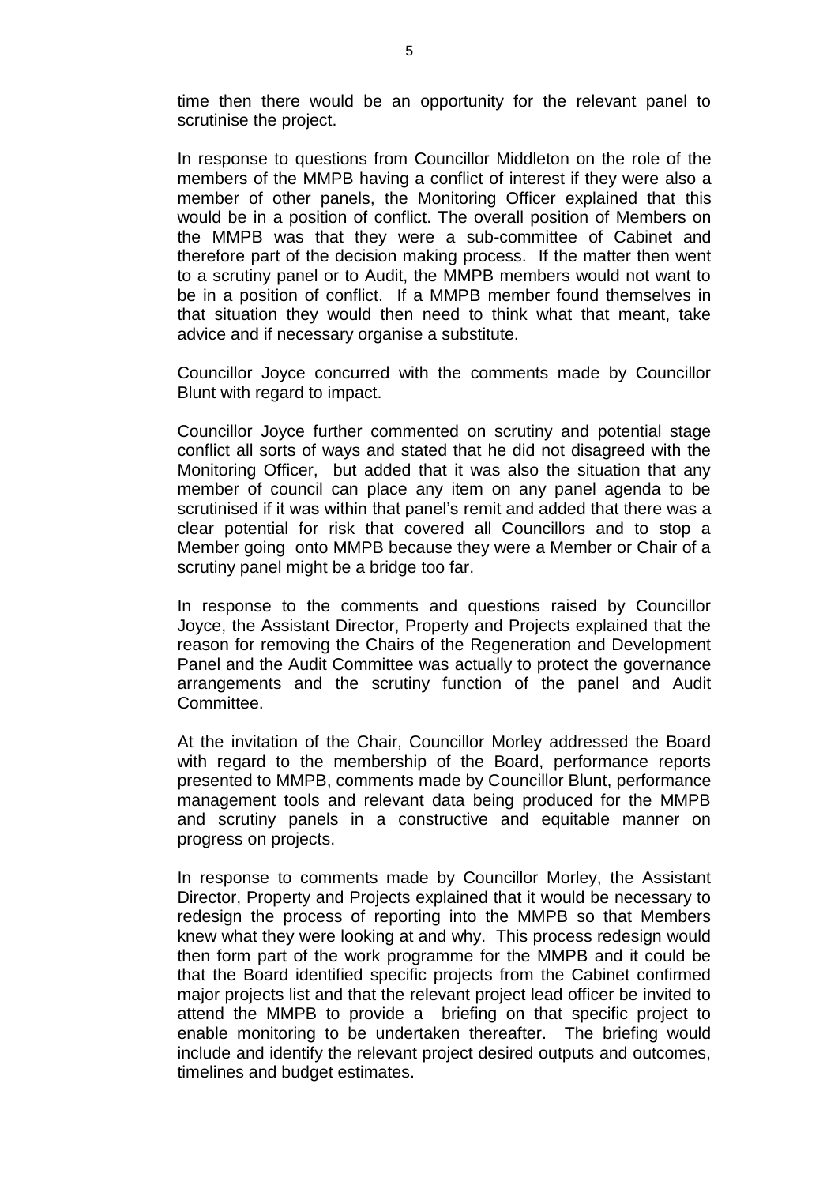time then there would be an opportunity for the relevant panel to scrutinise the project.

In response to questions from Councillor Middleton on the role of the members of the MMPB having a conflict of interest if they were also a member of other panels, the Monitoring Officer explained that this would be in a position of conflict. The overall position of Members on the MMPB was that they were a sub-committee of Cabinet and therefore part of the decision making process. If the matter then went to a scrutiny panel or to Audit, the MMPB members would not want to be in a position of conflict. If a MMPB member found themselves in that situation they would then need to think what that meant, take advice and if necessary organise a substitute.

Councillor Joyce concurred with the comments made by Councillor Blunt with regard to impact.

Councillor Joyce further commented on scrutiny and potential stage conflict all sorts of ways and stated that he did not disagreed with the Monitoring Officer, but added that it was also the situation that any member of council can place any item on any panel agenda to be scrutinised if it was within that panel's remit and added that there was a clear potential for risk that covered all Councillors and to stop a Member going onto MMPB because they were a Member or Chair of a scrutiny panel might be a bridge too far.

In response to the comments and questions raised by Councillor Joyce, the Assistant Director, Property and Projects explained that the reason for removing the Chairs of the Regeneration and Development Panel and the Audit Committee was actually to protect the governance arrangements and the scrutiny function of the panel and Audit Committee.

At the invitation of the Chair, Councillor Morley addressed the Board with regard to the membership of the Board, performance reports presented to MMPB, comments made by Councillor Blunt, performance management tools and relevant data being produced for the MMPB and scrutiny panels in a constructive and equitable manner on progress on projects.

In response to comments made by Councillor Morley, the Assistant Director, Property and Projects explained that it would be necessary to redesign the process of reporting into the MMPB so that Members knew what they were looking at and why. This process redesign would then form part of the work programme for the MMPB and it could be that the Board identified specific projects from the Cabinet confirmed major projects list and that the relevant project lead officer be invited to attend the MMPB to provide a briefing on that specific project to enable monitoring to be undertaken thereafter. The briefing would include and identify the relevant project desired outputs and outcomes, timelines and budget estimates.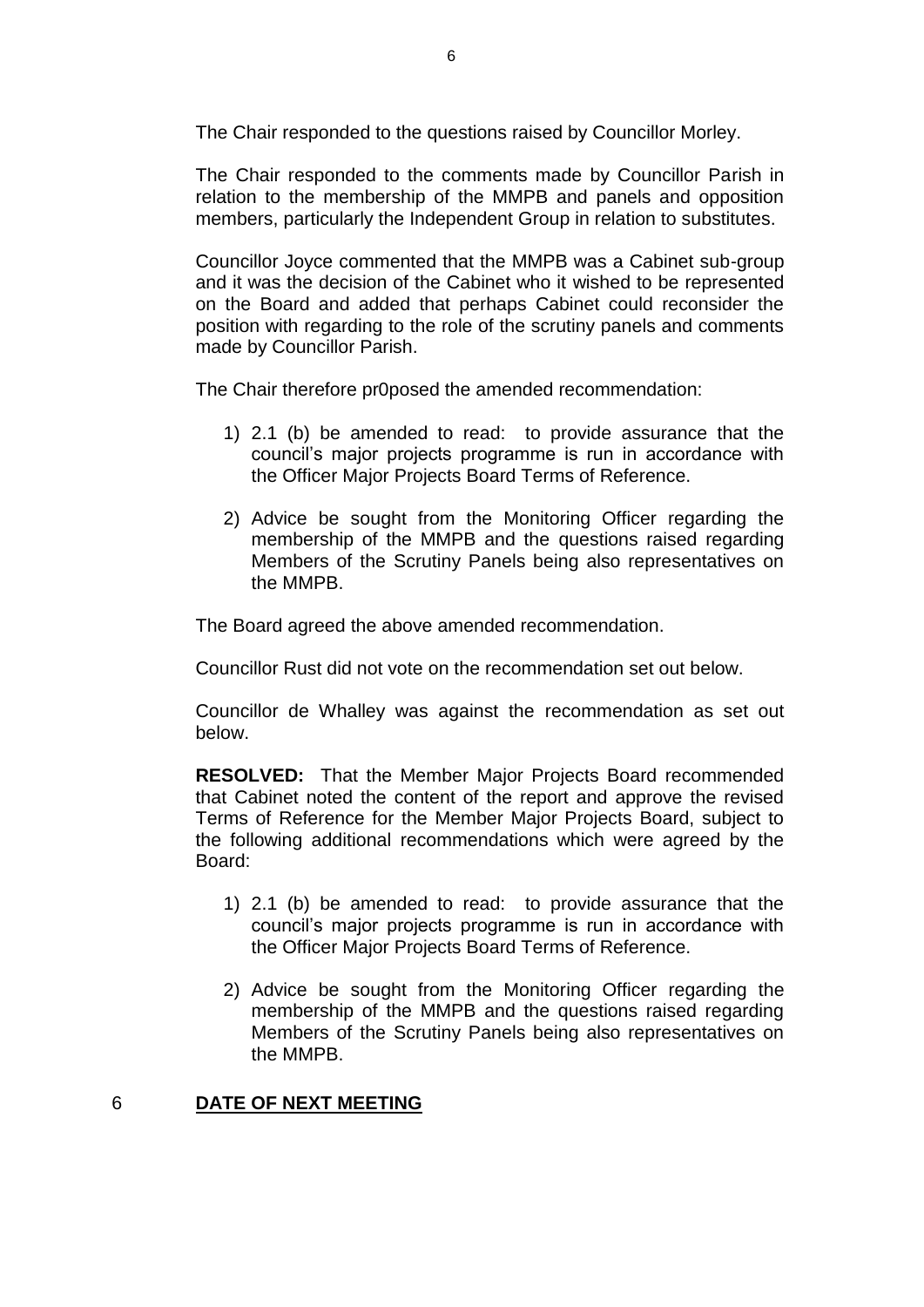The Chair responded to the questions raised by Councillor Morley.

The Chair responded to the comments made by Councillor Parish in relation to the membership of the MMPB and panels and opposition members, particularly the Independent Group in relation to substitutes.

Councillor Joyce commented that the MMPB was a Cabinet sub-group and it was the decision of the Cabinet who it wished to be represented on the Board and added that perhaps Cabinet could reconsider the position with regarding to the role of the scrutiny panels and comments made by Councillor Parish.

The Chair therefore pr0posed the amended recommendation:

1) 2.1 (b) be amended to read: to provide assurance that the council's major projects programme is run in accordance with the Officer Major Projects Board Terms of Reference.

2) Advice be sought from the Monitoring Officer regarding the membership of the MMPB and the questions raised regarding Members of the Scrutiny Panels being also representatives on the MMPB.

The Board agreed the above amended recommendation.

Councillor Rust did not vote on the recommendation set out below.

Councillor de Whalley was against the recommendation as set out below.

**RESOLVED:** That the Member Major Projects Board recommended that Cabinet noted the content of the report and approve the revised Terms of Reference for the Member Major Projects Board, subject to the following additional recommendations which were agreed by the Board:

1) 2.1 (b) be amended to read: to provide assurance that the council's major projects programme is run in accordance with the Officer Major Projects Board Terms of Reference.

2) Advice be sought from the Monitoring Officer regarding the membership of the MMPB and the questions raised regarding Members of the Scrutiny Panels being also representatives on the MMPB.

## 6 **DATE OF NEXT MEETING**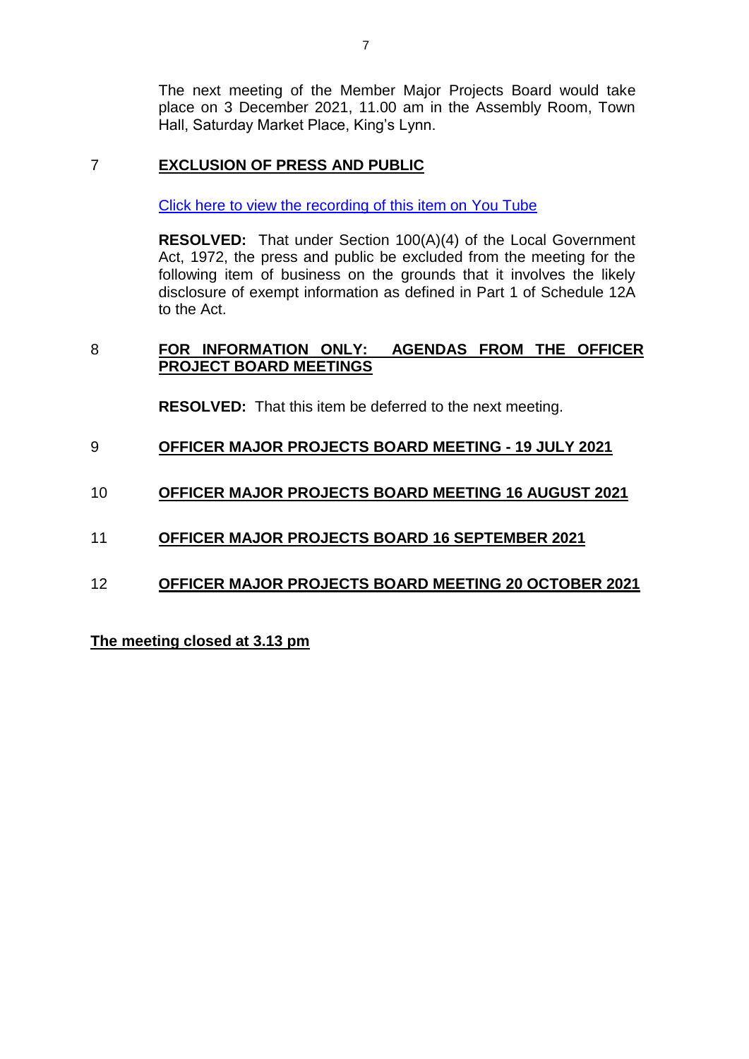The next meeting of the Member Major Projects Board would take place on 3 December 2021, 11.00 am in the Assembly Room, Town Hall, Saturday Market Place, King's Lynn.

## 7 EXCLUSION OF PRESS AND PUBLIC

[Click here to view the recording of this item on You Tube]

**RESOLVED:** That under Section 100(A)(4) of the Local Government Act, 1972, the press and public be excluded from the meeting for the following item of business on the grounds that it involves the likely disclosure of exempt information as defined in Part 1 of Schedule 12A to the Act.

## 8 FOR INFORMATION ONLY: AGENDAS FROM THE OFFICER PROJECT BOARD MEETINGS

**RESOLVED:** That this item be deferred to the next meeting.

## 9 OFFICER MAJOR PROJECTS BOARD MEETING - 19 JULY 2021

## 10 OFFICER MAJOR PROJECTS BOARD MEETING 16 AUGUST 2021

## 11 OFFICER MAJOR PROJECTS BOARD 16 SEPTEMBER 2021

## 12 OFFICER MAJOR PROJECTS BOARD MEETING 20 OCTOBER 2021

**The meeting closed at 3.13 pm**